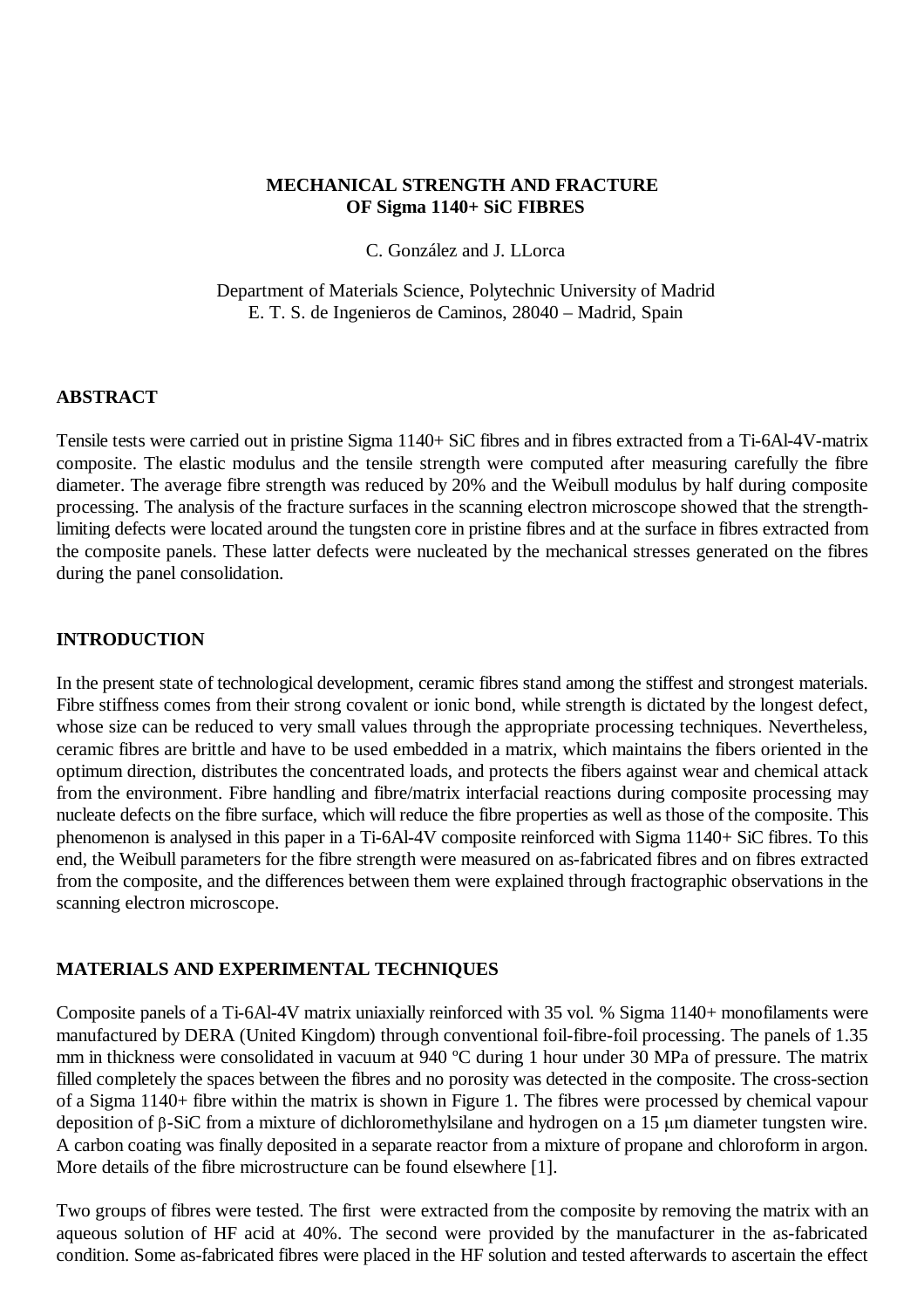# MECHANICAL STRENGTH AND FRACTURE OF Sigma 1140+ SiC FIBRES

C. González and J. LLorca

Department of Materials Science, Polytechnic University of Madrid
E. T. S. de Ingenieros de Caminos, 28040 – Madrid, Spain

## ABSTRACT

Tensile tests were carried out in pristine Sigma 1140+ SiC fibres and in fibres extracted from a Ti-6Al-4V-matrix composite. The elastic modulus and the tensile strength were computed after measuring carefully the fibre diameter. The average fibre strength was reduced by 20% and the Weibull modulus by half during composite processing. The analysis of the fracture surfaces in the scanning electron microscope showed that the strength-limiting defects were located around the tungsten core in pristine fibres and at the surface in fibres extracted from the composite panels. These latter defects were nucleated by the mechanical stresses generated on the fibres during the panel consolidation.

## INTRODUCTION

In the present state of technological development, ceramic fibres stand among the stiffest and strongest materials. Fibre stiffness comes from their strong covalent or ionic bond, while strength is dictated by the longest defect, whose size can be reduced to very small values through the appropriate processing techniques. Nevertheless, ceramic fibres are brittle and have to be used embedded in a matrix, which maintains the fibers oriented in the optimum direction, distributes the concentrated loads, and protects the fibers against wear and chemical attack from the environment. Fibre handling and fibre/matrix interfacial reactions during composite processing may nucleate defects on the fibre surface, which will reduce the fibre properties as well as those of the composite. This phenomenon is analysed in this paper in a Ti-6Al-4V composite reinforced with Sigma 1140+ SiC fibres. To this end, the Weibull parameters for the fibre strength were measured on as-fabricated fibres and on fibres extracted from the composite, and the differences between them were explained through fractographic observations in the scanning electron microscope.

## MATERIALS AND EXPERIMENTAL TECHNIQUES

Composite panels of a Ti-6Al-4V matrix uniaxially reinforced with 35 vol. % Sigma 1140+ monofilaments were manufactured by DERA (United Kingdom) through conventional foil-fibre-foil processing. The panels of 1.35 mm in thickness were consolidated in vacuum at 940 ºC during 1 hour under 30 MPa of pressure. The matrix filled completely the spaces between the fibres and no porosity was detected in the composite. The cross-section of a Sigma 1140+ fibre within the matrix is shown in Figure 1. The fibres were processed by chemical vapour deposition of β-SiC from a mixture of dichloromethylsilane and hydrogen on a 15 μm diameter tungsten wire. A carbon coating was finally deposited in a separate reactor from a mixture of propane and chloroform in argon. More details of the fibre microstructure can be found elsewhere [1].

Two groups of fibres were tested. The first were extracted from the composite by removing the matrix with an aqueous solution of HF acid at 40%. The second were provided by the manufacturer in the as-fabricated condition. Some as-fabricated fibres were placed in the HF solution and tested afterwards to ascertain the effect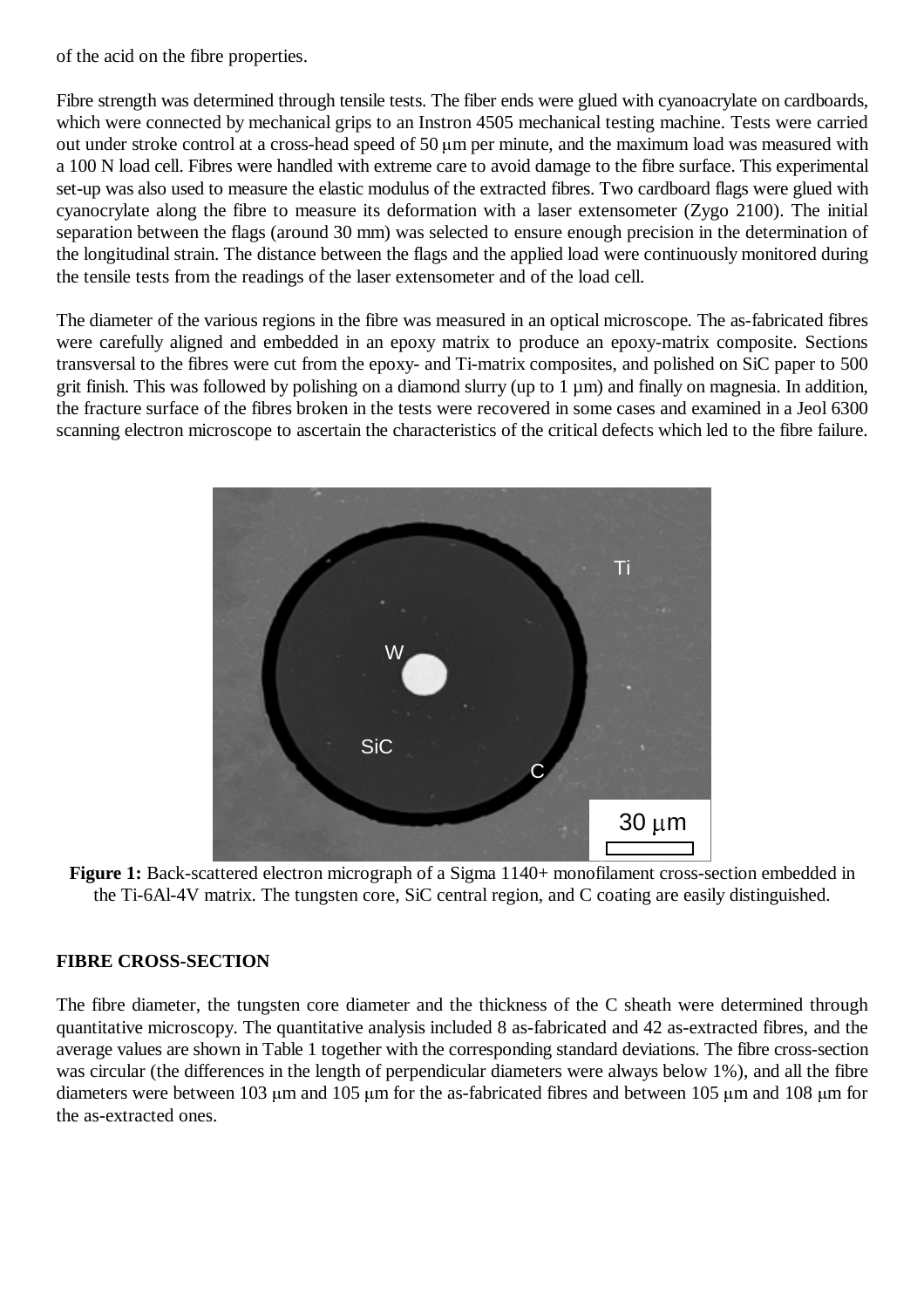of the acid on the fibre properties.

Fibre strength was determined through tensile tests. The fiber ends were glued with cyanoacrylate on cardboards, which were connected by mechanical grips to an Instron 4505 mechanical testing machine. Tests were carried out under stroke control at a cross-head speed of 50 μm per minute, and the maximum load was measured with a 100 N load cell. Fibres were handled with extreme care to avoid damage to the fibre surface. This experimental set-up was also used to measure the elastic modulus of the extracted fibres. Two cardboard flags were glued with cyanocrylate along the fibre to measure its deformation with a laser extensometer (Zygo 2100). The initial separation between the flags (around 30 mm) was selected to ensure enough precision in the determination of the longitudinal strain. The distance between the flags and the applied load were continuously monitored during the tensile tests from the readings of the laser extensometer and of the load cell.

The diameter of the various regions in the fibre was measured in an optical microscope. The as-fabricated fibres were carefully aligned and embedded in an epoxy matrix to produce an epoxy-matrix composite. Sections transversal to the fibres were cut from the epoxy- and Ti-matrix composites, and polished on SiC paper to 500 grit finish. This was followed by polishing on a diamond slurry (up to 1 µm) and finally on magnesia. In addition, the fracture surface of the fibres broken in the tests were recovered in some cases and examined in a Jeol 6300 scanning electron microscope to ascertain the characteristics of the critical defects which led to the fibre failure.

**Figure 1:** Back-scattered electron micrograph of a Sigma 1140+ monofilament cross-section embedded in the Ti-6Al-4V matrix. The tungsten core, SiC central region, and C coating are easily distinguished.

**FIBRE CROSS-SECTION**

The fibre diameter, the tungsten core diameter and the thickness of the C sheath were determined through quantitative microscopy. The quantitative analysis included 8 as-fabricated and 42 as-extracted fibres, and the average values are shown in Table 1 together with the corresponding standard deviations. The fibre cross-section was circular (the differences in the length of perpendicular diameters were always below 1%), and all the fibre diameters were between 103 μm and 105 μm for the as-fabricated fibres and between 105 μm and 108 μm for the as-extracted ones.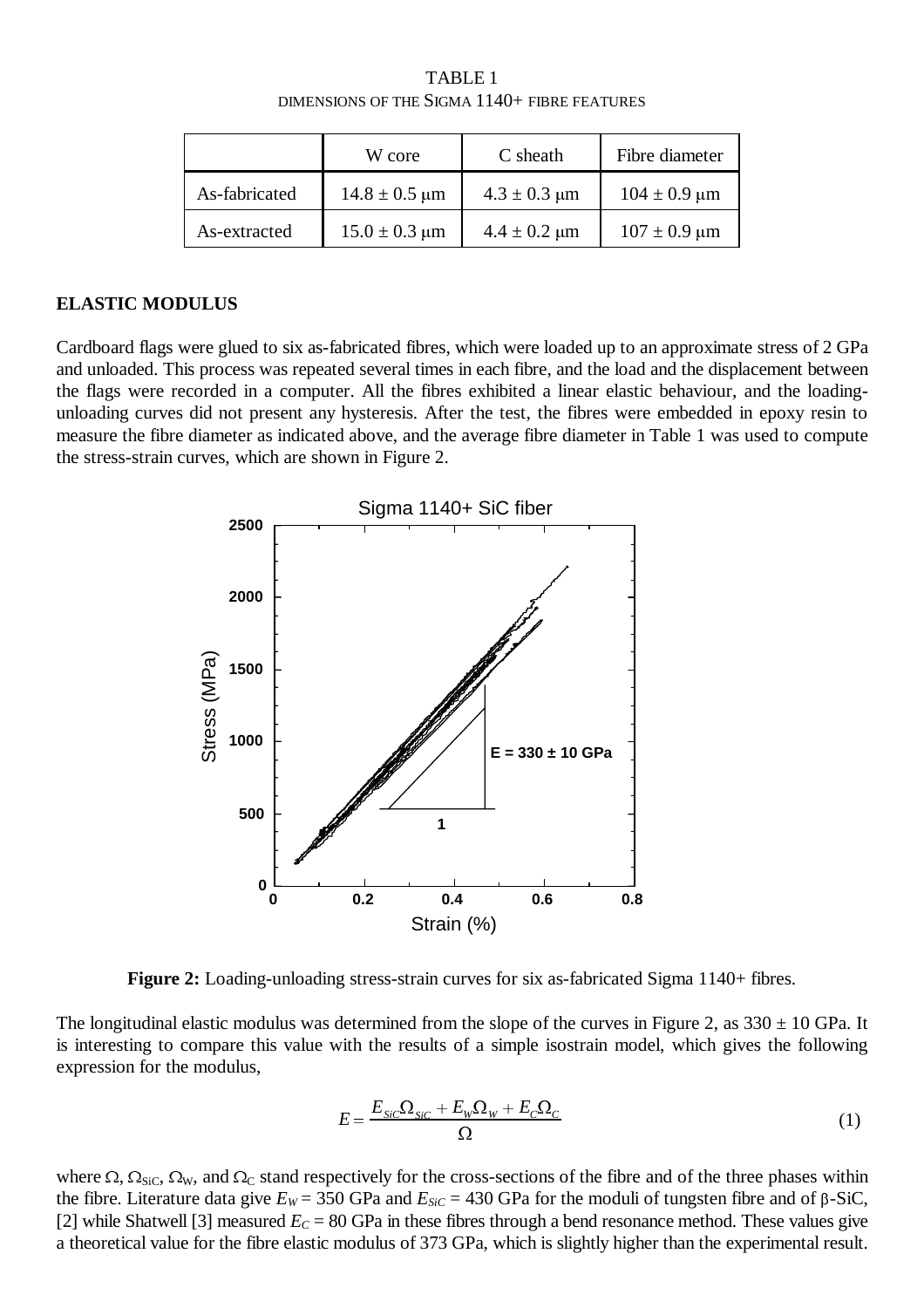TABLE 1
DIMENSIONS OF THE SIGMA 1140+ FIBRE FEATURES

| | W core | C sheath | Fibre diameter |
|---|---|---|---|
| As-fabricated | 14.8 ± 0.5 μm | 4.3 ± 0.3 μm | 104 ± 0.9 μm |
| As-extracted | 15.0 ± 0.3 μm | 4.4 ± 0.2 μm | 107 ± 0.9 μm |

## ELASTIC MODULUS

Cardboard flags were glued to six as-fabricated fibres, which were loaded up to an approximate stress of 2 GPa and unloaded. This process was repeated several times in each fibre, and the load and the displacement between the flags were recorded in a computer. All the fibres exhibited a linear elastic behaviour, and the loading-unloading curves did not present any hysteresis. After the test, the fibres were embedded in epoxy resin to measure the fibre diameter as indicated above, and the average fibre diameter in Table 1 was used to compute the stress-strain curves, which are shown in Figure 2.

**Figure 2:** Loading-unloading stress-strain curves for six as-fabricated Sigma 1140+ fibres.

The longitudinal elastic modulus was determined from the slope of the curves in Figure 2, as 330 ± 10 GPa. It is interesting to compare this value with the results of a simple isostrain model, which gives the following expression for the modulus,

$$E = \frac{E_{SiC}\Omega_{SiC} + E_W\Omega_W + E_C\Omega_C}{\Omega} \tag{1}$$

where $\Omega$, $\Omega_{SiC}$, $\Omega_W$, and $\Omega_C$ stand respectively for the cross-sections of the fibre and of the three phases within the fibre. Literature data give $E_W = 350$ GPa and $E_{SiC} = 430$ GPa for the moduli of tungsten fibre and of β-SiC, [2] while Shatwell [3] measured $E_C = 80$ GPa in these fibres through a bend resonance method. These values give a theoretical value for the fibre elastic modulus of 373 GPa, which is slightly higher than the experimental result.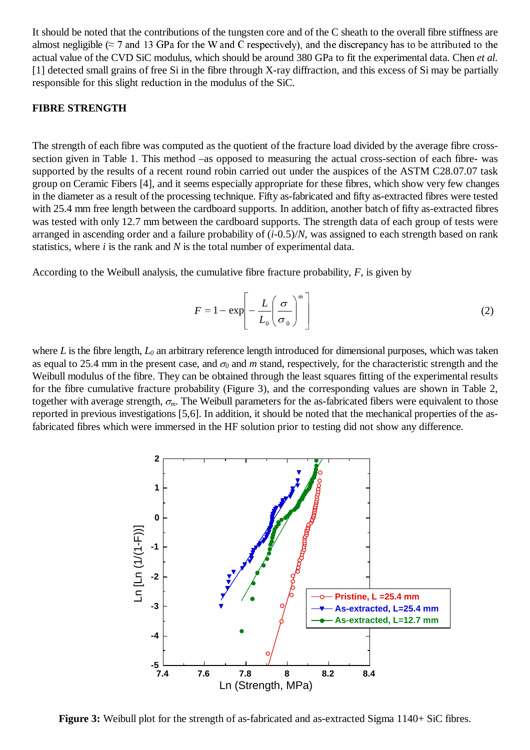It should be noted that the contributions of the tungsten core and of the C sheath to the overall fibre stiffness are almost negligible (≈ 7 and 13 GPa for the W and C respectively), and the discrepancy has to be attributed to the actual value of the CVD SiC modulus, which should be around 380 GPa to fit the experimental data. Chen *et al.* [1] detected small grains of free Si in the fibre through X-ray diffraction, and this excess of Si may be partially responsible for this slight reduction in the modulus of the SiC.

## FIBRE STRENGTH

The strength of each fibre was computed as the quotient of the fracture load divided by the average fibre cross-section given in Table 1. This method –as opposed to measuring the actual cross-section of each fibre- was supported by the results of a recent round robin carried out under the auspices of the ASTM C28.07.07 task group on Ceramic Fibers [4], and it seems especially appropriate for these fibres, which show very few changes in the diameter as a result of the processing technique. Fifty as-fabricated and fifty as-extracted fibres were tested with 25.4 mm free length between the cardboard supports. In addition, another batch of fifty as-extracted fibres was tested with only 12.7 mm between the cardboard supports. The strength data of each group of tests were arranged in ascending order and a failure probability of $(i\text{-}0.5)/N$, was assigned to each strength based on rank statistics, where $i$ is the rank and $N$ is the total number of experimental data.

According to the Weibull analysis, the cumulative fibre fracture probability, $F$, is given by

$$F = 1 - \exp\left[ -\frac{L}{L_0}\left(\frac{\sigma}{\sigma_0}\right)^m \right] \tag{2}$$

where $L$ is the fibre length, $L_0$ an arbitrary reference length introduced for dimensional purposes, which was taken as equal to 25.4 mm in the present case, and $\sigma_0$ and $m$ stand, respectively, for the characteristic strength and the Weibull modulus of the fibre. They can be obtained through the least squares fitting of the experimental results for the fibre cumulative fracture probability (Figure 3), and the corresponding values are shown in Table 2, together with average strength, $\sigma_m$. The Weibull parameters for the as-fabricated fibers were equivalent to those reported in previous investigations [5,6]. In addition, it should be noted that the mechanical properties of the as-fabricated fibres which were immersed in the HF solution prior to testing did not show any difference.

**Figure 3:** Weibull plot for the strength of as-fabricated and as-extracted Sigma 1140+ SiC fibres.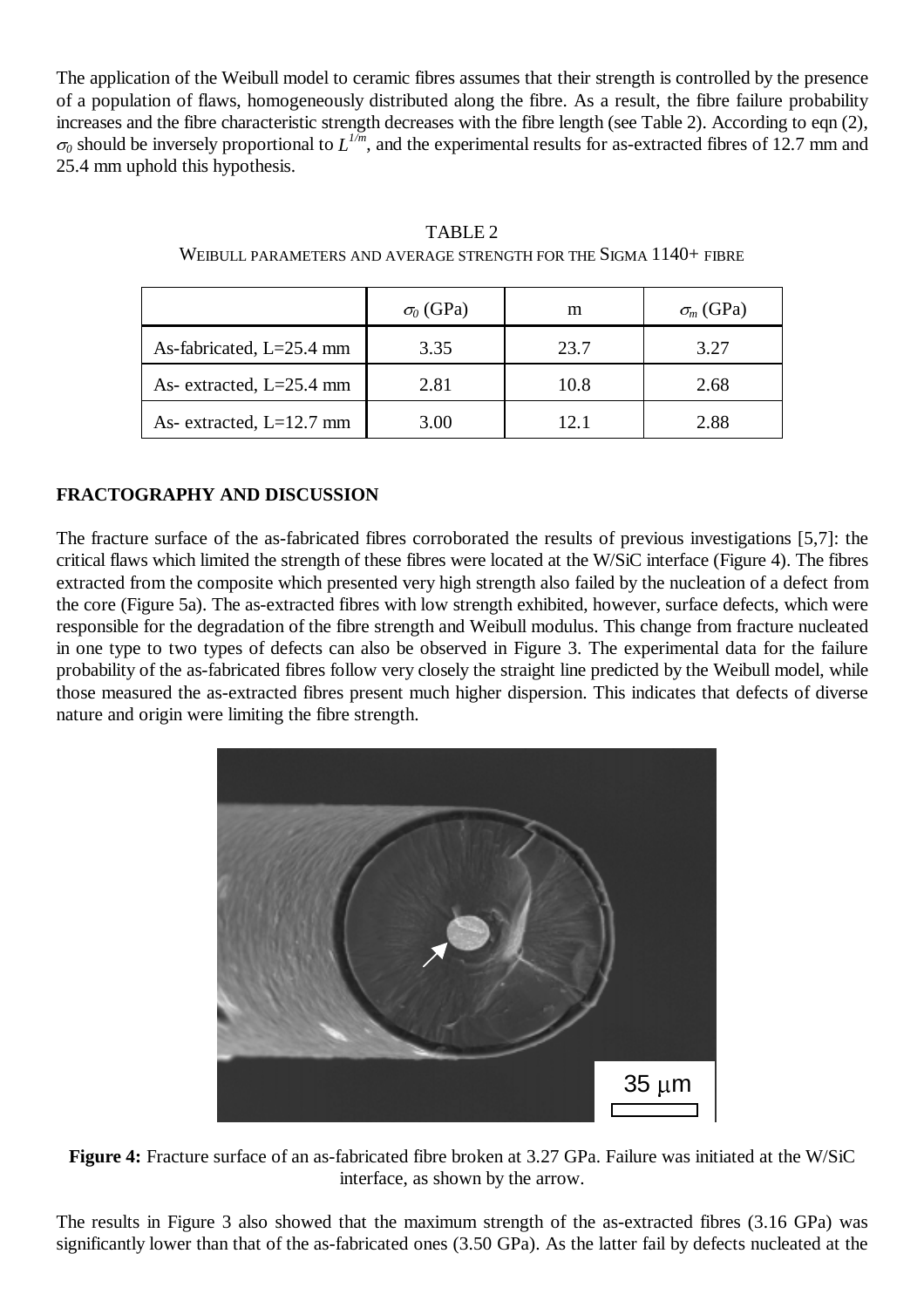The application of the Weibull model to ceramic fibres assumes that their strength is controlled by the presence of a population of flaws, homogeneously distributed along the fibre. As a result, the fibre failure probability increases and the fibre characteristic strength decreases with the fibre length (see Table 2). According to eqn (2), $\sigma_0$ should be inversely proportional to $L^{1/m}$, and the experimental results for as-extracted fibres of 12.7 mm and 25.4 mm uphold this hypothesis.

TABLE 2

WEIBULL PARAMETERS AND AVERAGE STRENGTH FOR THE SIGMA 1140+ FIBRE

| | $\sigma_0$ (GPa) | m | $\sigma_m$ (GPa) |
|---|---|---|---|
| As-fabricated, L=25.4 mm | 3.35 | 23.7 | 3.27 |
| As- extracted, L=25.4 mm | 2.81 | 10.8 | 2.68 |
| As- extracted, L=12.7 mm | 3.00 | 12.1 | 2.88 |

## FRACTOGRAPHY AND DISCUSSION

The fracture surface of the as-fabricated fibres corroborated the results of previous investigations [5,7]: the critical flaws which limited the strength of these fibres were located at the W/SiC interface (Figure 4). The fibres extracted from the composite which presented very high strength also failed by the nucleation of a defect from the core (Figure 5a). The as-extracted fibres with low strength exhibited, however, surface defects, which were responsible for the degradation of the fibre strength and Weibull modulus. This change from fracture nucleated in one type to two types of defects can also be observed in Figure 3. The experimental data for the failure probability of the as-fabricated fibres follow very closely the straight line predicted by the Weibull model, while those measured the as-extracted fibres present much higher dispersion. This indicates that defects of diverse nature and origin were limiting the fibre strength.

**Figure 4:** Fracture surface of an as-fabricated fibre broken at 3.27 GPa. Failure was initiated at the W/SiC interface, as shown by the arrow.

The results in Figure 3 also showed that the maximum strength of the as-extracted fibres (3.16 GPa) was significantly lower than that of the as-fabricated ones (3.50 GPa). As the latter fail by defects nucleated at the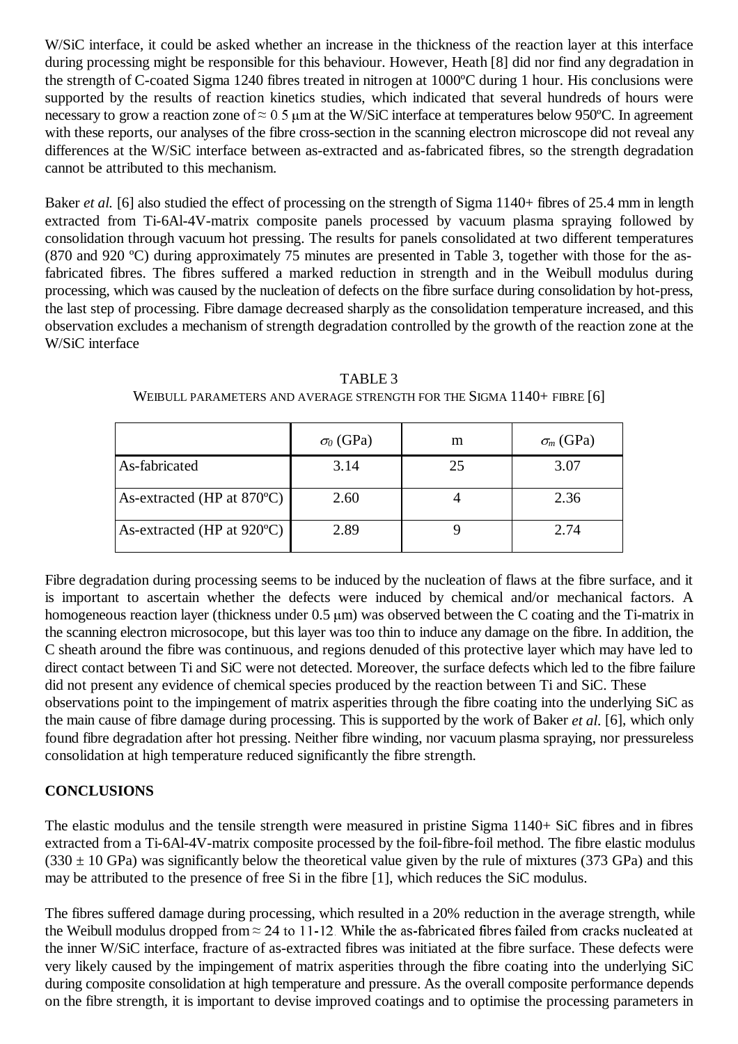W/SiC interface, it could be asked whether an increase in the thickness of the reaction layer at this interface during processing might be responsible for this behaviour. However, Heath [8] did nor find any degradation in the strength of C-coated Sigma 1240 fibres treated in nitrogen at 1000ºC during 1 hour. His conclusions were supported by the results of reaction kinetics studies, which indicated that several hundreds of hours were necessary to grow a reaction zone of ≈ 0.5 μm at the W/SiC interface at temperatures below 950ºC. In agreement with these reports, our analyses of the fibre cross-section in the scanning electron microscope did not reveal any differences at the W/SiC interface between as-extracted and as-fabricated fibres, so the strength degradation cannot be attributed to this mechanism.

Baker *et al.* [6] also studied the effect of processing on the strength of Sigma 1140+ fibres of 25.4 mm in length extracted from Ti-6Al-4V-matrix composite panels processed by vacuum plasma spraying followed by consolidation through vacuum hot pressing. The results for panels consolidated at two different temperatures (870 and 920 ºC) during approximately 75 minutes are presented in Table 3, together with those for the as-fabricated fibres. The fibres suffered a marked reduction in strength and in the Weibull modulus during processing, which was caused by the nucleation of defects on the fibre surface during consolidation by hot-press, the last step of processing. Fibre damage decreased sharply as the consolidation temperature increased, and this observation excludes a mechanism of strength degradation controlled by the growth of the reaction zone at the W/SiC interface

TABLE 3
WEIBULL PARAMETERS AND AVERAGE STRENGTH FOR THE SIGMA 1140+ FIBRE [6]

| | $\sigma_0$ (GPa) | m | $\sigma_m$ (GPa) |
|---|---|---|---|
| As-fabricated | 3.14 | 25 | 3.07 |
| As-extracted (HP at 870ºC) | 2.60 | 4 | 2.36 |
| As-extracted (HP at 920ºC) | 2.89 | 9 | 2.74 |

Fibre degradation during processing seems to be induced by the nucleation of flaws at the fibre surface, and it is important to ascertain whether the defects were induced by chemical and/or mechanical factors. A homogeneous reaction layer (thickness under 0.5 μm) was observed between the C coating and the Ti-matrix in the scanning electron microsocope, but this layer was too thin to induce any damage on the fibre. In addition, the C sheath around the fibre was continuous, and regions denuded of this protective layer which may have led to direct contact between Ti and SiC were not detected. Moreover, the surface defects which led to the fibre failure did not present any evidence of chemical species produced by the reaction between Ti and SiC. These observations point to the impingement of matrix asperities through the fibre coating into the underlying SiC as the main cause of fibre damage during processing. This is supported by the work of Baker *et al.* [6], which only found fibre degradation after hot pressing. Neither fibre winding, nor vacuum plasma spraying, nor pressureless consolidation at high temperature reduced significantly the fibre strength.

## CONCLUSIONS

The elastic modulus and the tensile strength were measured in pristine Sigma 1140+ SiC fibres and in fibres extracted from a Ti-6Al-4V-matrix composite processed by the foil-fibre-foil method. The fibre elastic modulus (330 ± 10 GPa) was significantly below the theoretical value given by the rule of mixtures (373 GPa) and this may be attributed to the presence of free Si in the fibre [1], which reduces the SiC modulus.

The fibres suffered damage during processing, which resulted in a 20% reduction in the average strength, while the Weibull modulus dropped from ≈ 24 to 11-12. While the as-fabricated fibres failed from cracks nucleated at the inner W/SiC interface, fracture of as-extracted fibres was initiated at the fibre surface. These defects were very likely caused by the impingement of matrix asperities through the fibre coating into the underlying SiC during composite consolidation at high temperature and pressure. As the overall composite performance depends on the fibre strength, it is important to devise improved coatings and to optimise the processing parameters in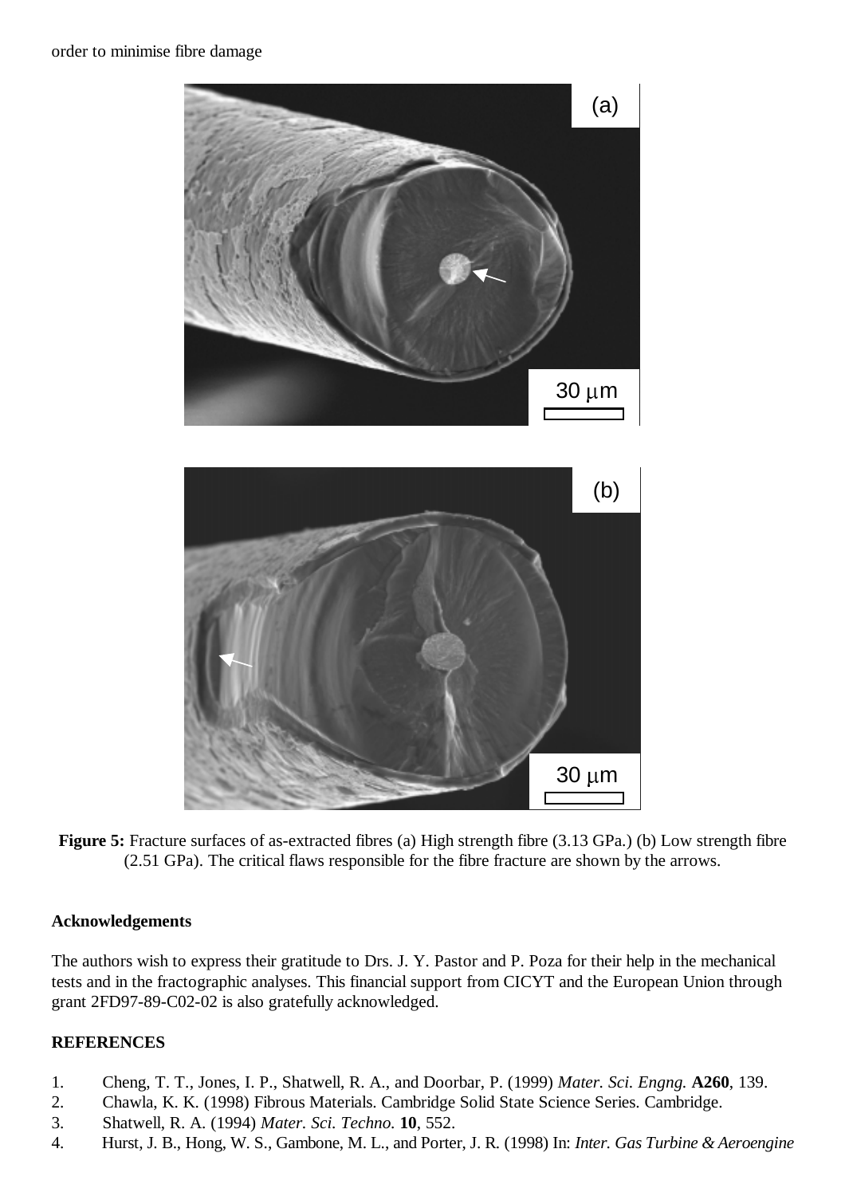order to minimise fibre damage

**Figure 5:** Fracture surfaces of as-extracted fibres (a) High strength fibre (3.13 GPa.) (b) Low strength fibre (2.51 GPa). The critical flaws responsible for the fibre fracture are shown by the arrows.

**Acknowledgements**

The authors wish to express their gratitude to Drs. J. Y. Pastor and P. Poza for their help in the mechanical tests and in the fractographic analyses. This financial support from CICYT and the European Union through grant 2FD97-89-C02-02 is also gratefully acknowledged.

**REFERENCES**

1. Cheng, T. T., Jones, I. P., Shatwell, R. A., and Doorbar, P. (1999) *Mater. Sci. Engng.* **A260**, 139.
2. Chawla, K. K. (1998) Fibrous Materials. Cambridge Solid State Science Series. Cambridge.
3. Shatwell, R. A. (1994) *Mater. Sci. Techno.* **10**, 552.
4. Hurst, J. B., Hong, W. S., Gambone, M. L., and Porter, J. R. (1998) In: *Inter. Gas Turbine & Aeroengine*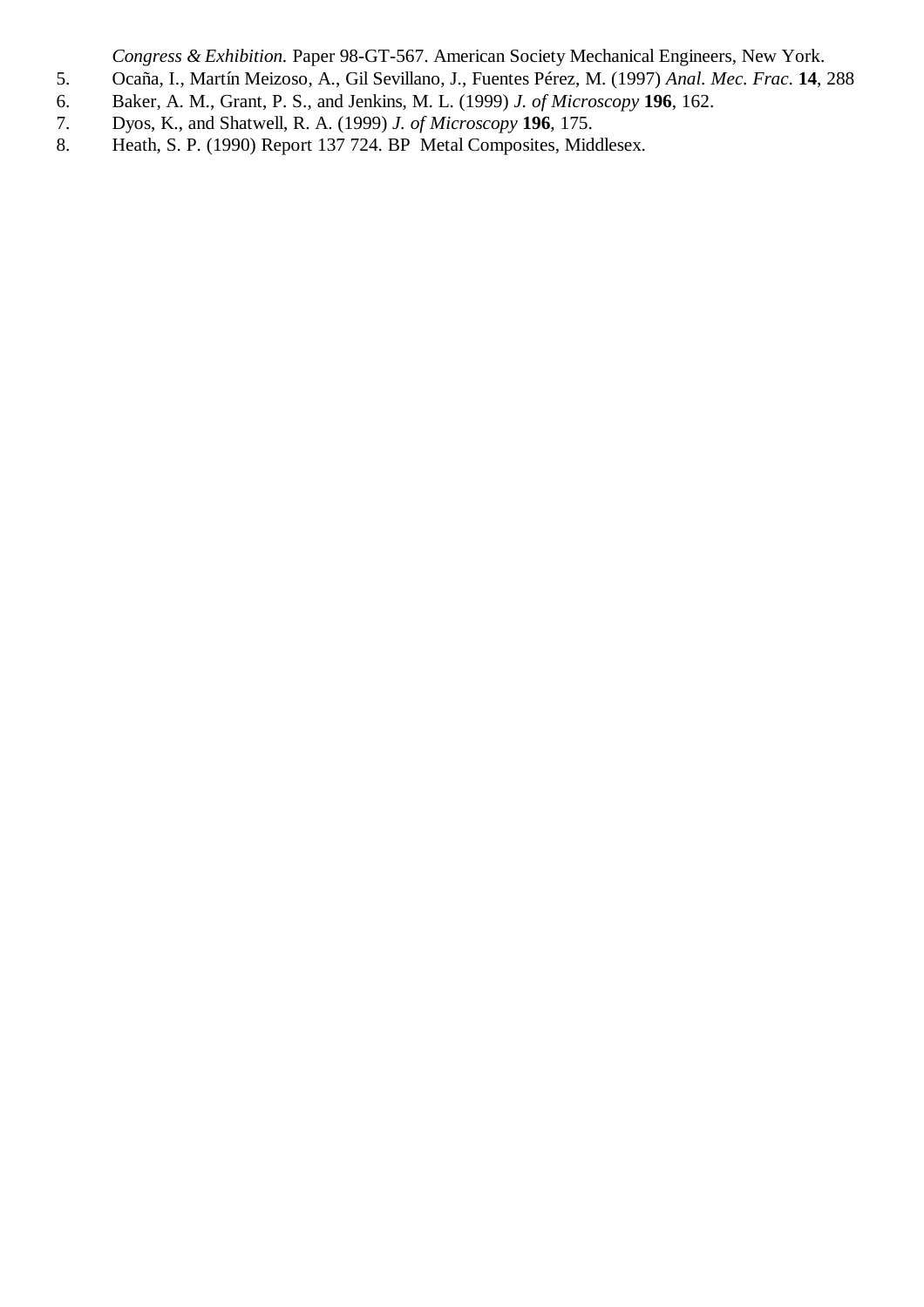*Congress & Exhibition.* Paper 98-GT-567. American Society Mechanical Engineers, New York.

5. Ocaña, I., Martín Meizoso, A., Gil Sevillano, J., Fuentes Pérez, M. (1997) *Anal. Mec. Frac*. **14**, 288
6. Baker, A. M., Grant, P. S., and Jenkins, M. L. (1999) *J. of Microscopy* **196**, 162.
7. Dyos, K., and Shatwell, R. A. (1999) *J. of Microscopy* **196**, 175.
8. Heath, S. P. (1990) Report 137 724. BP Metal Composites, Middlesex.